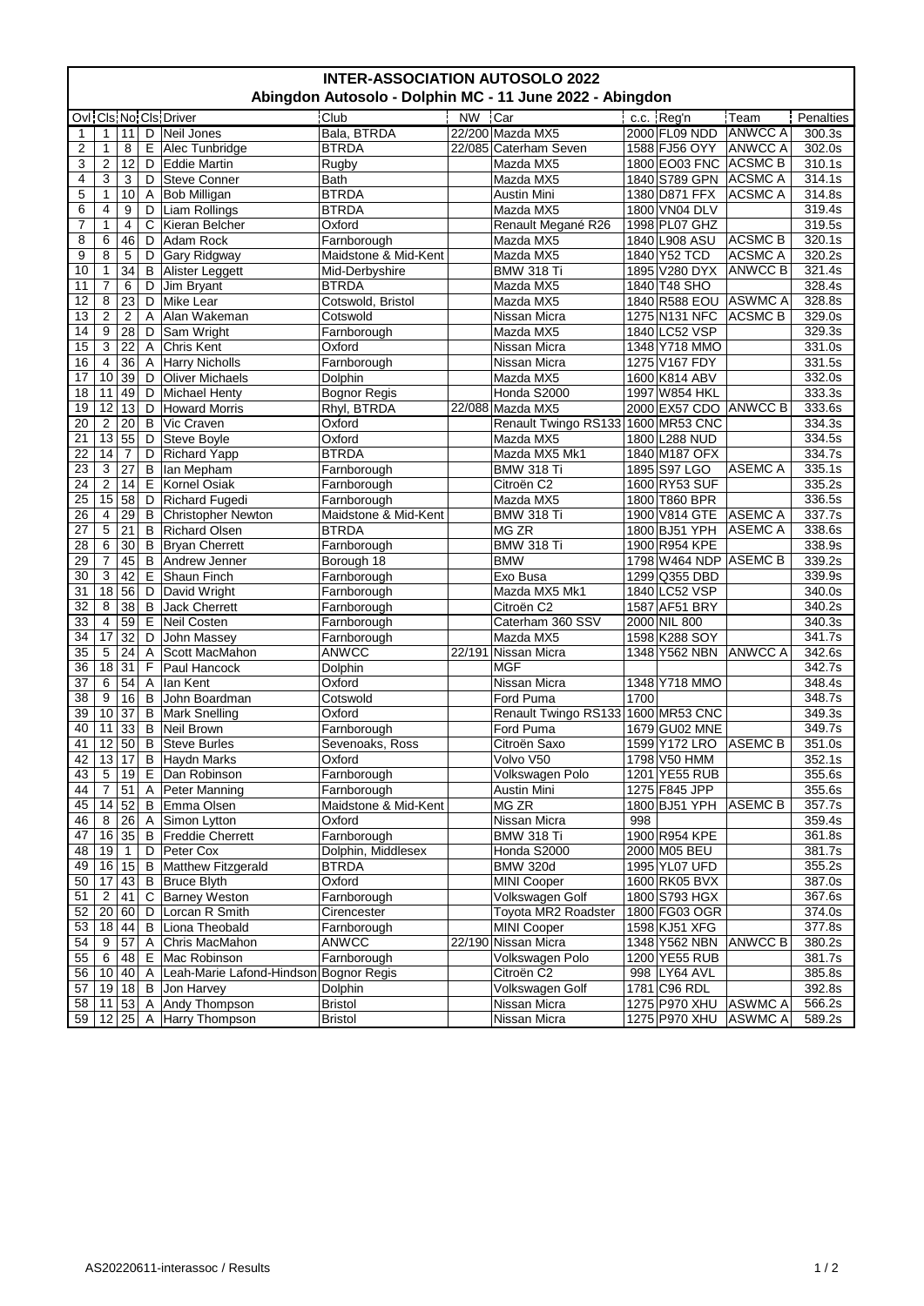# INTER-ASSOCIATION AUTOSOLO 2022

## Abingdon Autosolo - Dolphin MC - 11 June 2022 - Abingdon

| Ovl | Cls | No | Cls | Driver | Club | NW | Car | c.c. | Reg'n | Team | Penalties |
|---|---|---|---|---|---|---|---|---|---|---|---|
| 1 | 1 | 11 | D | Neil Jones | Bala, BTRDA | 22/200 | Mazda MX5 | 2000 | FL09 NDD | ANWCC A | 300.3s |
| 2 | 1 | 8 | E | Alec Tunbridge | BTRDA | 22/085 | Caterham Seven | 1588 | FJ56 OYY | ANWCC A | 302.0s |
| 3 | 2 | 12 | D | Eddie Martin | Rugby | | Mazda MX5 | 1800 | EO03 FNC | ACSMC B | 310.1s |
| 4 | 3 | 3 | D | Steve Conner | Bath | | Mazda MX5 | 1840 | S789 GPN | ACSMC A | 314.1s |
| 5 | 1 | 10 | A | Bob Milligan | BTRDA | | Austin Mini | 1380 | D871 FFX | ACSMC A | 314.8s |
| 6 | 4 | 9 | D | Liam Rollings | BTRDA | | Mazda MX5 | 1800 | VN04 DLV | | 319.4s |
| 7 | 1 | 4 | C | Kieran Belcher | Oxford | | Renault Megané R26 | 1998 | PL07 GHZ | | 319.5s |
| 8 | 6 | 46 | D | Adam Rock | Farnborough | | Mazda MX5 | 1840 | L908 ASU | ACSMC B | 320.1s |
| 9 | 8 | 5 | D | Gary Ridgway | Maidstone & Mid-Kent | | Mazda MX5 | 1840 | Y52 TCD | ACSMC A | 320.2s |
| 10 | 1 | 34 | B | Alister Leggett | Mid-Derbyshire | | BMW 318 Ti | 1895 | V280 DYX | ANWCC B | 321.4s |
| 11 | 7 | 6 | D | Jim Bryant | BTRDA | | Mazda MX5 | 1840 | T48 SHO | | 328.4s |
| 12 | 8 | 23 | D | Mike Lear | Cotswold, Bristol | | Mazda MX5 | 1840 | R588 EOU | ASWMC A | 328.8s |
| 13 | 2 | 2 | A | Alan Wakeman | Cotswold | | Nissan Micra | 1275 | N131 NFC | ACSMC B | 329.0s |
| 14 | 9 | 28 | D | Sam Wright | Farnborough | | Mazda MX5 | 1840 | LC52 VSP | | 329.3s |
| 15 | 3 | 22 | A | Chris Kent | Oxford | | Nissan Micra | 1348 | Y718 MMO | | 331.0s |
| 16 | 4 | 36 | A | Harry Nicholls | Farnborough | | Nissan Micra | 1275 | V167 FDY | | 331.5s |
| 17 | 10 | 39 | D | Oliver Michaels | Dolphin | | Mazda MX5 | 1600 | K814 ABV | | 332.0s |
| 18 | 11 | 49 | D | Michael Henty | Bognor Regis | | Honda S2000 | 1997 | W854 HKL | | 333.3s |
| 19 | 12 | 13 | D | Howard Morris | Rhyl, BTRDA | 22/088 | Mazda MX5 | 2000 | EX57 CDO | ANWCC B | 333.6s |
| 20 | 2 | 20 | B | Vic Craven | Oxford | | Renault Twingo RS133 | 1600 | MR53 CNC | | 334.3s |
| 21 | 13 | 55 | D | Steve Boyle | Oxford | | Mazda MX5 | 1800 | L288 NUD | | 334.5s |
| 22 | 14 | 7 | D | Richard Yapp | BTRDA | | Mazda MX5 Mk1 | 1840 | M187 OFX | | 334.7s |
| 23 | 3 | 27 | B | Ian Mepham | Farnborough | | BMW 318 Ti | 1895 | S97 LGO | ASEMC A | 335.1s |
| 24 | 2 | 14 | E | Kornel Osiak | Farnborough | | Citroën C2 | 1600 | RY53 SUF | | 335.2s |
| 25 | 15 | 58 | D | Richard Fugedi | Farnborough | | Mazda MX5 | 1800 | T860 BPR | | 336.5s |
| 26 | 4 | 29 | B | Christopher Newton | Maidstone & Mid-Kent | | BMW 318 Ti | 1900 | V814 GTE | ASEMC A | 337.7s |
| 27 | 5 | 21 | B | Richard Olsen | BTRDA | | MG ZR | 1800 | BJ51 YPH | ASEMC A | 338.6s |
| 28 | 6 | 30 | B | Bryan Cherrett | Farnborough | | BMW 318 Ti | 1900 | R954 KPE | | 338.9s |
| 29 | 7 | 45 | B | Andrew Jenner | Borough 18 | | BMW | 1798 | W464 NDP | ASEMC B | 339.2s |
| 30 | 3 | 42 | E | Shaun Finch | Farnborough | | Exo Busa | 1299 | Q355 DBD | | 339.9s |
| 31 | 18 | 56 | D | David Wright | Farnborough | | Mazda MX5 Mk1 | 1840 | LC52 VSP | | 340.0s |
| 32 | 8 | 38 | B | Jack Cherrett | Farnborough | | Citroën C2 | 1587 | AF51 BRY | | 340.2s |
| 33 | 4 | 59 | E | Neil Costen | Farnborough | | Caterham 360 SSV | 2000 | NIL 800 | | 340.3s |
| 34 | 17 | 32 | D | John Massey | Farnborough | | Mazda MX5 | 1598 | K288 SOY | | 341.7s |
| 35 | 5 | 24 | A | Scott MacMahon | ANWCC | 22/191 | Nissan Micra | 1348 | Y562 NBN | ANWCC A | 342.6s |
| 36 | 18 | 31 | F | Paul Hancock | Dolphin | | MGF | | | | 342.7s |
| 37 | 6 | 54 | A | Ian Kent | Oxford | | Nissan Micra | 1348 | Y718 MMO | | 348.4s |
| 38 | 9 | 16 | B | John Boardman | Cotswold | | Ford Puma | 1700 | | | 348.7s |
| 39 | 10 | 37 | B | Mark Snelling | Oxford | | Renault Twingo RS133 | 1600 | MR53 CNC | | 349.3s |
| 40 | 11 | 33 | B | Neil Brown | Farnborough | | Ford Puma | 1679 | GU02 MNE | | 349.7s |
| 41 | 12 | 50 | B | Steve Burles | Sevenoaks, Ross | | Citroën Saxo | 1599 | Y172 LRO | ASEMC B | 351.0s |
| 42 | 13 | 17 | B | Haydn Marks | Oxford | | Volvo V50 | 1798 | V50 HMM | | 352.1s |
| 43 | 5 | 19 | E | Dan Robinson | Farnborough | | Volkswagen Polo | 1201 | YE55 RUB | | 355.6s |
| 44 | 7 | 51 | A | Peter Manning | Farnborough | | Austin Mini | 1275 | F845 JPP | | 355.6s |
| 45 | 14 | 52 | B | Emma Olsen | Maidstone & Mid-Kent | | MG ZR | 1800 | BJ51 YPH | ASEMC B | 357.7s |
| 46 | 8 | 26 | A | Simon Lytton | Oxford | | Nissan Micra | 998 | | | 359.4s |
| 47 | 16 | 35 | B | Freddie Cherrett | Farnborough | | BMW 318 Ti | 1900 | R954 KPE | | 361.8s |
| 48 | 19 | 1 | D | Peter Cox | Dolphin, Middlesex | | Honda S2000 | 2000 | M05 BEU | | 381.7s |
| 49 | 16 | 15 | B | Matthew Fitzgerald | BTRDA | | BMW 320d | 1995 | YL07 UFD | | 355.2s |
| 50 | 17 | 43 | B | Bruce Blyth | Oxford | | MINI Cooper | 1600 | RK05 BVX | | 387.0s |
| 51 | 2 | 41 | C | Barney Weston | Farnborough | | Volkswagen Golf | 1800 | S793 HGX | | 367.6s |
| 52 | 20 | 60 | D | Lorcan R Smith | Cirencester | | Toyota MR2 Roadster | 1800 | FG03 OGR | | 374.0s |
| 53 | 18 | 44 | B | Liona Theobald | Farnborough | | MINI Cooper | 1598 | KJ51 XFG | | 377.8s |
| 54 | 9 | 57 | A | Chris MacMahon | ANWCC | 22/190 | Nissan Micra | 1348 | Y562 NBN | ANWCC B | 380.2s |
| 55 | 6 | 48 | E | Mac Robinson | Farnborough | | Volkswagen Polo | 1200 | YE55 RUB | | 381.7s |
| 56 | 10 | 40 | A | Leah-Marie Lafond-Hindson | Bognor Regis | | Citroën C2 | 998 | LY64 AVL | | 385.8s |
| 57 | 19 | 18 | B | Jon Harvey | Dolphin | | Volkswagen Golf | 1781 | C96 RDL | | 392.8s |
| 58 | 11 | 53 | A | Andy Thompson | Bristol | | Nissan Micra | 1275 | P970 XHU | ASWMC A | 566.2s |
| 59 | 12 | 25 | A | Harry Thompson | Bristol | | Nissan Micra | 1275 | P970 XHU | ASWMC A | 589.2s |

AS20220611-interassoc / Results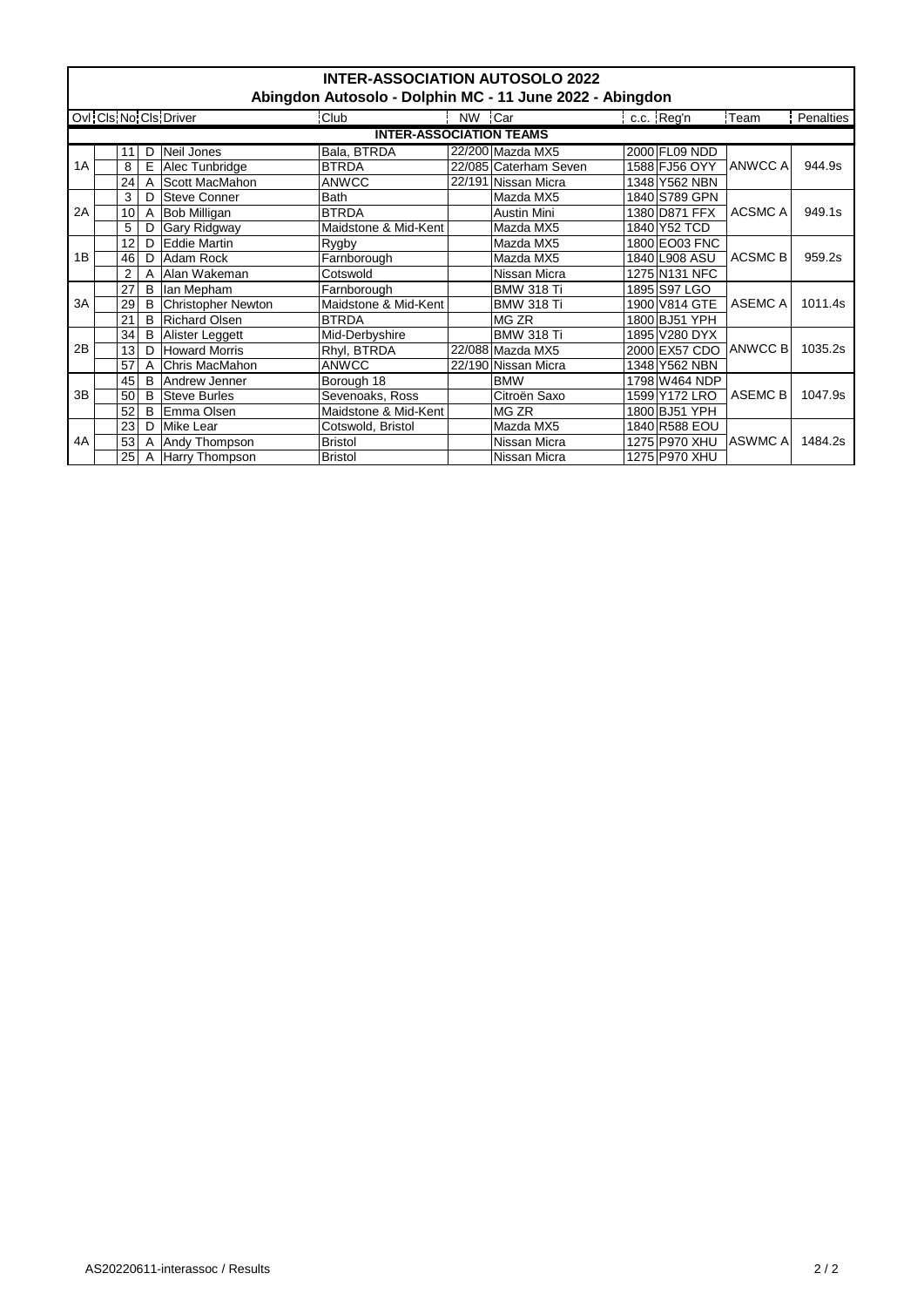# INTER-ASSOCIATION AUTOSOLO 2022

## Abingdon Autosolo - Dolphin MC - 11 June 2022 - Abingdon

| Ovl | Cls | No | Cls | Driver | Club | NW | Car | c.c. | Reg'n | Team | Penalties |
|---|---|---|---|---|---|---|---|---|---|---|---|
| **INTER-ASSOCIATION TEAMS** | | | | | | | | | | | |
| 1A | | 11 | D | Neil Jones | Bala, BTRDA | 22/200 | Mazda MX5 | 2000 | FL09 NDD | ANWCC A | 944.9s |
| | | 8 | E | Alec Tunbridge | BTRDA | 22/085 | Caterham Seven | 1588 | FJ56 OYY | | |
| | | 24 | A | Scott MacMahon | ANWCC | 22/191 | Nissan Micra | 1348 | Y562 NBN | | |
| 2A | | 3 | D | Steve Conner | Bath | | Mazda MX5 | 1840 | S789 GPN | ACSMC A | 949.1s |
| | | 10 | A | Bob Milligan | BTRDA | | Austin Mini | 1380 | D871 FFX | | |
| | | 5 | D | Gary Ridgway | Maidstone & Mid-Kent | | Mazda MX5 | 1840 | Y52 TCD | | |
| 1B | | 12 | D | Eddie Martin | Rygby | | Mazda MX5 | 1800 | EO03 FNC | ACSMC B | 959.2s |
| | | 46 | D | Adam Rock | Farnborough | | Mazda MX5 | 1840 | L908 ASU | | |
| | | 2 | A | Alan Wakeman | Cotswold | | Nissan Micra | 1275 | N131 NFC | | |
| 3A | | 27 | B | Ian Mepham | Farnborough | | BMW 318 Ti | 1895 | S97 LGO | ASEMC A | 1011.4s |
| | | 29 | B | Christopher Newton | Maidstone & Mid-Kent | | BMW 318 Ti | 1900 | V814 GTE | | |
| | | 21 | B | Richard Olsen | BTRDA | | MG ZR | 1800 | BJ51 YPH | | |
| 2B | | 34 | B | Alister Leggett | Mid-Derbyshire | | BMW 318 Ti | 1895 | V280 DYX | ANWCC B | 1035.2s |
| | | 13 | D | Howard Morris | Rhyl, BTRDA | 22/088 | Mazda MX5 | 2000 | EX57 CDO | | |
| | | 57 | A | Chris MacMahon | ANWCC | 22/190 | Nissan Micra | 1348 | Y562 NBN | | |
| 3B | | 45 | B | Andrew Jenner | Borough 18 | | BMW | 1798 | W464 NDP | ASEMC B | 1047.9s |
| | | 50 | B | Steve Burles | Sevenoaks, Ross | | Citroën Saxo | 1599 | Y172 LRO | | |
| | | 52 | B | Emma Olsen | Maidstone & Mid-Kent | | MG ZR | 1800 | BJ51 YPH | | |
| 4A | | 23 | D | Mike Lear | Cotswold, Bristol | | Mazda MX5 | 1840 | R588 EOU | ASWMC A | 1484.2s |
| | | 53 | A | Andy Thompson | Bristol | | Nissan Micra | 1275 | P970 XHU | | |
| | | 25 | A | Harry Thompson | Bristol | | Nissan Micra | 1275 | P970 XHU | | |

AS20220611-interassoc / Results